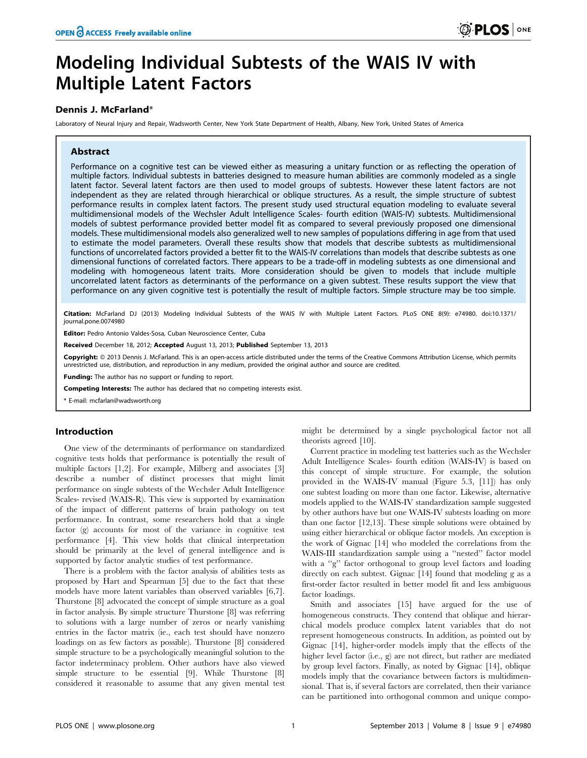# Modeling Individual Subtests of the WAIS IV with Multiple Latent Factors

**Dennis J. McFarland***

Laboratory of Neural Injury and Repair, Wadsworth Center, New York State Department of Health, Albany, New York, United States of America

## Abstract

Performance on a cognitive test can be viewed either as measuring a unitary function or as reflecting the operation of multiple factors. Individual subtests in batteries designed to measure human abilities are commonly modeled as a single latent factor. Several latent factors are then used to model groups of subtests. However these latent factors are not independent as they are related through hierarchical or oblique structures. As a result, the simple structure of subtest performance results in complex latent factors. The present study used structural equation modeling to evaluate several multidimensional models of the Wechsler Adult Intelligence Scales- fourth edition (WAIS-IV) subtests. Multidimensional models of subtest performance provided better model fit as compared to several previously proposed one dimensional models. These multidimensional models also generalized well to new samples of populations differing in age from that used to estimate the model parameters. Overall these results show that models that describe subtests as multidimensional functions of uncorrelated factors provided a better fit to the WAIS-IV correlations than models that describe subtests as one dimensional functions of correlated factors. There appears to be a trade-off in modeling subtests as one dimensional and modeling with homogeneous latent traits. More consideration should be given to models that include multiple uncorrelated latent factors as determinants of the performance on a given subtest. These results support the view that performance on any given cognitive test is potentially the result of multiple factors. Simple structure may be too simple.

**Citation:** McFarland DJ (2013) Modeling Individual Subtests of the WAIS IV with Multiple Latent Factors. PLoS ONE 8(9): e74980. doi:10.1371/journal.pone.0074980

**Editor:** Pedro Antonio Valdes-Sosa, Cuban Neuroscience Center, Cuba

**Received** December 18, 2012; **Accepted** August 13, 2013; **Published** September 13, 2013

**Copyright:** © 2013 Dennis J. McFarland. This is an open-access article distributed under the terms of the Creative Commons Attribution License, which permits unrestricted use, distribution, and reproduction in any medium, provided the original author and source are credited.

**Funding:** The author has no support or funding to report.

**Competing Interests:** The author has declared that no competing interests exist.

\* E-mail: mcfarlan@wadsworth.org

## Introduction

One view of the determinants of performance on standardized cognitive tests holds that performance is potentially the result of multiple factors [1,2]. For example, Milberg and associates [3] describe a number of distinct processes that might limit performance on single subtests of the Wechsler Adult Intelligence Scales- revised (WAIS-R). This view is supported by examination of the impact of different patterns of brain pathology on test performance. In contrast, some researchers hold that a single factor (g) accounts for most of the variance in cognitive test performance [4]. This view holds that clinical interpretation should be primarily at the level of general intelligence and is supported by factor analytic studies of test performance.

There is a problem with the factor analysis of abilities tests as proposed by Hart and Spearman [5] due to the fact that these models have more latent variables than observed variables [6,7]. Thurstone [8] advocated the concept of simple structure as a goal in factor analysis. By simple structure Thurstone [8] was referring to solutions with a large number of zeros or nearly vanishing entries in the factor matrix (ie., each test should have nonzero loadings on as few factors as possible). Thurstone [8] considered simple structure to be a psychologically meaningful solution to the factor indeterminacy problem. Other authors have also viewed simple structure to be essential [9]. While Thurstone [8] considered it reasonable to assume that any given mental test might be determined by a single psychological factor not all theorists agreed [10].

Current practice in modeling test batteries such as the Wechsler Adult Intelligence Scales- fourth edition (WAIS-IV) is based on this concept of simple structure. For example, the solution provided in the WAIS-IV manual (Figure 5.3, [11]) has only one subtest loading on more than one factor. Likewise, alternative models applied to the WAIS-IV standardization sample suggested by other authors have but one WAIS-IV subtests loading on more than one factor [12,13]. These simple solutions were obtained by using either hierarchical or oblique factor models. An exception is the work of Gignac [14] who modeled the correlations from the WAIS-III standardization sample using a "nested" factor model with a "g" factor orthogonal to group level factors and loading directly on each subtest. Gignac [14] found that modeling g as a first-order factor resulted in better model fit and less ambiguous factor loadings.

Smith and associates [15] have argued for the use of homogeneous constructs. They contend that oblique and hierarchical models produce complex latent variables that do not represent homogeneous constructs. In addition, as pointed out by Gignac [14], higher-order models imply that the effects of the higher level factor (i.e., g) are not direct, but rather are mediated by group level factors. Finally, as noted by Gignac [14], oblique models imply that the covariance between factors is multidimensional. That is, if several factors are correlated, then their variance can be partitioned into orthogonal common and unique compo-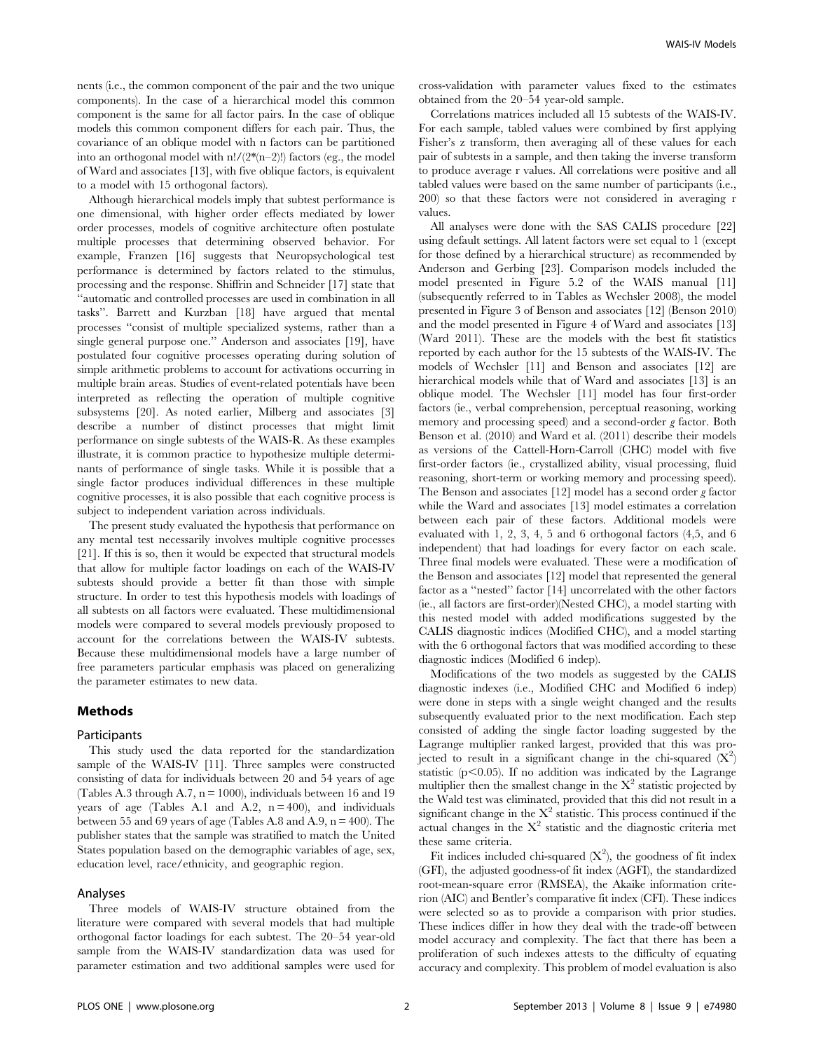nents (i.e., the common component of the pair and the two unique components). In the case of a hierarchical model this common component is the same for all factor pairs. In the case of oblique models this common component differs for each pair. Thus, the covariance of an oblique model with n factors can be partitioned into an orthogonal model with $n!/(2*(n-2)!)$ factors (eg., the model of Ward and associates [13], with five oblique factors, is equivalent to a model with 15 orthogonal factors).

Although hierarchical models imply that subtest performance is one dimensional, with higher order effects mediated by lower order processes, models of cognitive architecture often postulate multiple processes that determining observed behavior. For example, Franzen [16] suggests that Neuropsychological test performance is determined by factors related to the stimulus, processing and the response. Shiffrin and Schneider [17] state that "automatic and controlled processes are used in combination in all tasks". Barrett and Kurzban [18] have argued that mental processes "consist of multiple specialized systems, rather than a single general purpose one." Anderson and associates [19], have postulated four cognitive processes operating during solution of simple arithmetic problems to account for activations occurring in multiple brain areas. Studies of event-related potentials have been interpreted as reflecting the operation of multiple cognitive subsystems [20]. As noted earlier, Milberg and associates [3] describe a number of distinct processes that might limit performance on single subtests of the WAIS-R. As these examples illustrate, it is common practice to hypothesize multiple determinants of performance of single tasks. While it is possible that a single factor produces individual differences in these multiple cognitive processes, it is also possible that each cognitive process is subject to independent variation across individuals.

The present study evaluated the hypothesis that performance on any mental test necessarily involves multiple cognitive processes [21]. If this is so, then it would be expected that structural models that allow for multiple factor loadings on each of the WAIS-IV subtests should provide a better fit than those with simple structure. In order to test this hypothesis models with loadings of all subtests on all factors were evaluated. These multidimensional models were compared to several models previously proposed to account for the correlations between the WAIS-IV subtests. Because these multidimensional models have a large number of free parameters particular emphasis was placed on generalizing the parameter estimates to new data.

## Methods

### Participants

This study used the data reported for the standardization sample of the WAIS-IV [11]. Three samples were constructed consisting of data for individuals between 20 and 54 years of age (Tables A.3 through A.7, n = 1000), individuals between 16 and 19 years of age (Tables A.1 and A.2, n = 400), and individuals between 55 and 69 years of age (Tables A.8 and A.9, n = 400). The publisher states that the sample was stratified to match the United States population based on the demographic variables of age, sex, education level, race/ethnicity, and geographic region.

### Analyses

Three models of WAIS-IV structure obtained from the literature were compared with several models that had multiple orthogonal factor loadings for each subtest. The 20–54 year-old sample from the WAIS-IV standardization data was used for parameter estimation and two additional samples were used for cross-validation with parameter values fixed to the estimates obtained from the 20–54 year-old sample.

Correlations matrices included all 15 subtests of the WAIS-IV. For each sample, tabled values were combined by first applying Fisher's z transform, then averaging all of these values for each pair of subtests in a sample, and then taking the inverse transform to produce average r values. All correlations were positive and all tabled values were based on the same number of participants (i.e., 200) so that these factors were not considered in averaging r values.

All analyses were done with the SAS CALIS procedure [22] using default settings. All latent factors were set equal to 1 (except for those defined by a hierarchical structure) as recommended by Anderson and Gerbing [23]. Comparison models included the model presented in Figure 5.2 of the WAIS manual [11] (subsequently referred to in Tables as Wechsler 2008), the model presented in Figure 3 of Benson and associates [12] (Benson 2010) and the model presented in Figure 4 of Ward and associates [13] (Ward 2011). These are the models with the best fit statistics reported by each author for the 15 subtests of the WAIS-IV. The models of Wechsler [11] and Benson and associates [12] are hierarchical models while that of Ward and associates [13] is an oblique model. The Wechsler [11] model has four first-order factors (ie., verbal comprehension, perceptual reasoning, working memory and processing speed) and a second-order *g* factor. Both Benson et al. (2010) and Ward et al. (2011) describe their models as versions of the Cattell-Horn-Carroll (CHC) model with five first-order factors (ie., crystallized ability, visual processing, fluid reasoning, short-term or working memory and processing speed). The Benson and associates [12] model has a second order *g* factor while the Ward and associates [13] model estimates a correlation between each pair of these factors. Additional models were evaluated with 1, 2, 3, 4, 5 and 6 orthogonal factors (4,5, and 6 independent) that had loadings for every factor on each scale. Three final models were evaluated. These were a modification of the Benson and associates [12] model that represented the general factor as a "nested" factor [14] uncorrelated with the other factors (ie., all factors are first-order)(Nested CHC), a model starting with this nested model with added modifications suggested by the CALIS diagnostic indices (Modified CHC), and a model starting with the 6 orthogonal factors that was modified according to these diagnostic indices (Modified 6 indep).

Modifications of the two models as suggested by the CALIS diagnostic indexes (i.e., Modified CHC and Modified 6 indep) were done in steps with a single weight changed and the results subsequently evaluated prior to the next modification. Each step consisted of adding the single factor loading suggested by the Lagrange multiplier ranked largest, provided that this was projected to result in a significant change in the chi-squared ($X^2$) statistic ($p<0.05$). If no addition was indicated by the Lagrange multiplier then the smallest change in the $X^2$ statistic projected by the Wald test was eliminated, provided that this did not result in a significant change in the $X^2$ statistic. This process continued if the actual changes in the $X^2$ statistic and the diagnostic criteria met these same criteria.

Fit indices included chi-squared ($X^2$), the goodness of fit index (GFI), the adjusted goodness-of fit index (AGFI), the standardized root-mean-square error (RMSEA), the Akaike information criterion (AIC) and Bentler's comparative fit index (CFI). These indices were selected so as to provide a comparison with prior studies. These indices differ in how they deal with the trade-off between model accuracy and complexity. The fact that there has been a proliferation of such indexes attests to the difficulty of equating accuracy and complexity. This problem of model evaluation is also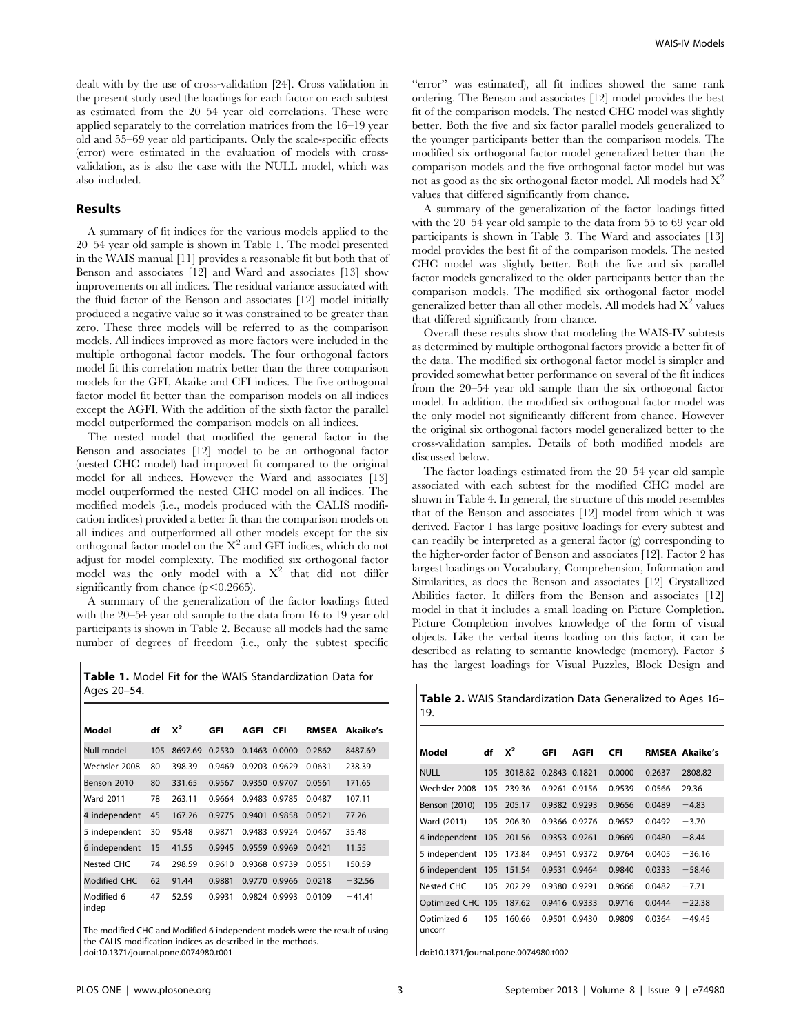dealt with by the use of cross-validation [24]. Cross validation in the present study used the loadings for each factor on each subtest as estimated from the 20–54 year old correlations. These were applied separately to the correlation matrices from the 16–19 year old and 55–69 year old participants. Only the scale-specific effects (error) were estimated in the evaluation of models with cross-validation, as is also the case with the NULL model, which was also included.

## Results

A summary of fit indices for the various models applied to the 20–54 year old sample is shown in Table 1. The model presented in the WAIS manual [11] provides a reasonable fit but both that of Benson and associates [12] and Ward and associates [13] show improvements on all indices. The residual variance associated with the fluid factor of the Benson and associates [12] model initially produced a negative value so it was constrained to be greater than zero. These three models will be referred to as the comparison models. All indices improved as more factors were included in the multiple orthogonal factor models. The four orthogonal factors model fit this correlation matrix better than the three comparison models for the GFI, Akaike and CFI indices. The five orthogonal factor model fit better than the comparison models on all indices except the AGFI. With the addition of the sixth factor the parallel model outperformed the comparison models on all indices.

The nested model that modified the general factor in the Benson and associates [12] model to be an orthogonal factor (nested CHC model) had improved fit compared to the original model for all indices. However the Ward and associates [13] model outperformed the nested CHC model on all indices. The modified models (i.e., models produced with the CALIS modification indices) provided a better fit than the comparison models on all indices and outperformed all other models except for the six orthogonal factor model on the $X^2$ and GFI indices, which do not adjust for model complexity. The modified six orthogonal factor model was the only model with a $X^2$ that did not differ significantly from chance ($p<0.2665$).

A summary of the generalization of the factor loadings fitted with the 20–54 year old sample to the data from 16 to 19 year old participants is shown in Table 2. Because all models had the same number of degrees of freedom (i.e., only the subtest specific "error" was estimated), all fit indices showed the same rank ordering. The Benson and associates [12] model provides the best fit of the comparison models. The nested CHC model was slightly better. Both the five and six factor parallel models generalized to the younger participants better than the comparison models. The modified six orthogonal factor model generalized better than the comparison models and the five orthogonal factor model but was not as good as the six orthogonal factor model. All models had $X^2$ values that differed significantly from chance.

A summary of the generalization of the factor loadings fitted with the 20–54 year old sample to the data from 55 to 69 year old participants is shown in Table 3. The Ward and associates [13] model provides the best fit of the comparison models. The nested CHC model was slightly better. Both the five and six parallel factor models generalized to the older participants better than the comparison models. The modified six orthogonal factor model generalized better than all other models. All models had $X^2$ values that differed significantly from chance.

Overall these results show that modeling the WAIS-IV subtests as determined by multiple orthogonal factors provide a better fit of the data. The modified six orthogonal factor model is simpler and provided somewhat better performance on several of the fit indices from the 20–54 year old sample than the six orthogonal factor model. In addition, the modified six orthogonal factor model was the only model not significantly different from chance. However the original six orthogonal factors model generalized better to the cross-validation samples. Details of both modified models are discussed below.

The factor loadings estimated from the 20–54 year old sample associated with each subtest for the modified CHC model are shown in Table 4. In general, the structure of this model resembles that of the Benson and associates [12] model from which it was derived. Factor 1 has large positive loadings for every subtest and can readily be interpreted as a general factor (g) corresponding to the higher-order factor of Benson and associates [12]. Factor 2 has largest loadings on Vocabulary, Comprehension, Information and Similarities, as does the Benson and associates [12] Crystallized Abilities factor. It differs from the Benson and associates [12] model in that it includes a small loading on Picture Completion. Picture Completion involves knowledge of the form of visual objects. Like the verbal items loading on this factor, it can be described as relating to semantic knowledge (memory). Factor 3 has the largest loadings for Visual Puzzles, Block Design and

**Table 1.** Model Fit for the WAIS Standardization Data for Ages 20–54.

| Model | df | $X^2$ | GFI | AGFI | CFI | RMSEA | Akaike's |
|---|---|---|---|---|---|---|---|
| Null model | 105 | 8697.69 | 0.2530 | 0.1463 | 0.0000 | 0.2862 | 8487.69 |
| Wechsler 2008 | 80 | 398.39 | 0.9469 | 0.9203 | 0.9629 | 0.0631 | 238.39 |
| Benson 2010 | 80 | 331.65 | 0.9567 | 0.9350 | 0.9707 | 0.0561 | 171.65 |
| Ward 2011 | 78 | 263.11 | 0.9664 | 0.9483 | 0.9785 | 0.0487 | 107.11 |
| 4 independent | 45 | 167.26 | 0.9775 | 0.9401 | 0.9858 | 0.0521 | 77.26 |
| 5 independent | 30 | 95.48 | 0.9871 | 0.9483 | 0.9924 | 0.0467 | 35.48 |
| 6 independent | 15 | 41.55 | 0.9945 | 0.9559 | 0.9969 | 0.0421 | 11.55 |
| Nested CHC | 74 | 298.59 | 0.9610 | 0.9368 | 0.9739 | 0.0551 | 150.59 |
| Modified CHC | 62 | 91.44 | 0.9881 | 0.9770 | 0.9966 | 0.0218 | −32.56 |
| Modified 6 indep | 47 | 52.59 | 0.9931 | 0.9824 | 0.9993 | 0.0109 | −41.41 |

The modified CHC and Modified 6 independent models were the result of using the CALIS modification indices as described in the methods.
doi:10.1371/journal.pone.0074980.t001

**Table 2.** WAIS Standardization Data Generalized to Ages 16–19.

| Model | df | $X^2$ | GFI | AGFI | CFI | RMSEA | Akaike's |
|---|---|---|---|---|---|---|---|
| NULL | 105 | 3018.82 | 0.2843 | 0.1821 | 0.0000 | 0.2637 | 2808.82 |
| Wechsler 2008 | 105 | 239.36 | 0.9261 | 0.9156 | 0.9539 | 0.0566 | 29.36 |
| Benson (2010) | 105 | 205.17 | 0.9382 | 0.9293 | 0.9656 | 0.0489 | −4.83 |
| Ward (2011) | 105 | 206.30 | 0.9366 | 0.9276 | 0.9652 | 0.0492 | −3.70 |
| 4 independent | 105 | 201.56 | 0.9353 | 0.9261 | 0.9669 | 0.0480 | −8.44 |
| 5 independent | 105 | 173.84 | 0.9451 | 0.9372 | 0.9764 | 0.0405 | −36.16 |
| 6 independent | 105 | 151.54 | 0.9531 | 0.9464 | 0.9840 | 0.0333 | −58.46 |
| Nested CHC | 105 | 202.29 | 0.9380 | 0.9291 | 0.9666 | 0.0482 | −7.71 |
| Optimized CHC | 105 | 187.62 | 0.9416 | 0.9333 | 0.9716 | 0.0444 | −22.38 |
| Optimized 6 uncorr | 105 | 160.66 | 0.9501 | 0.9430 | 0.9809 | 0.0364 | −49.45 |

doi:10.1371/journal.pone.0074980.t002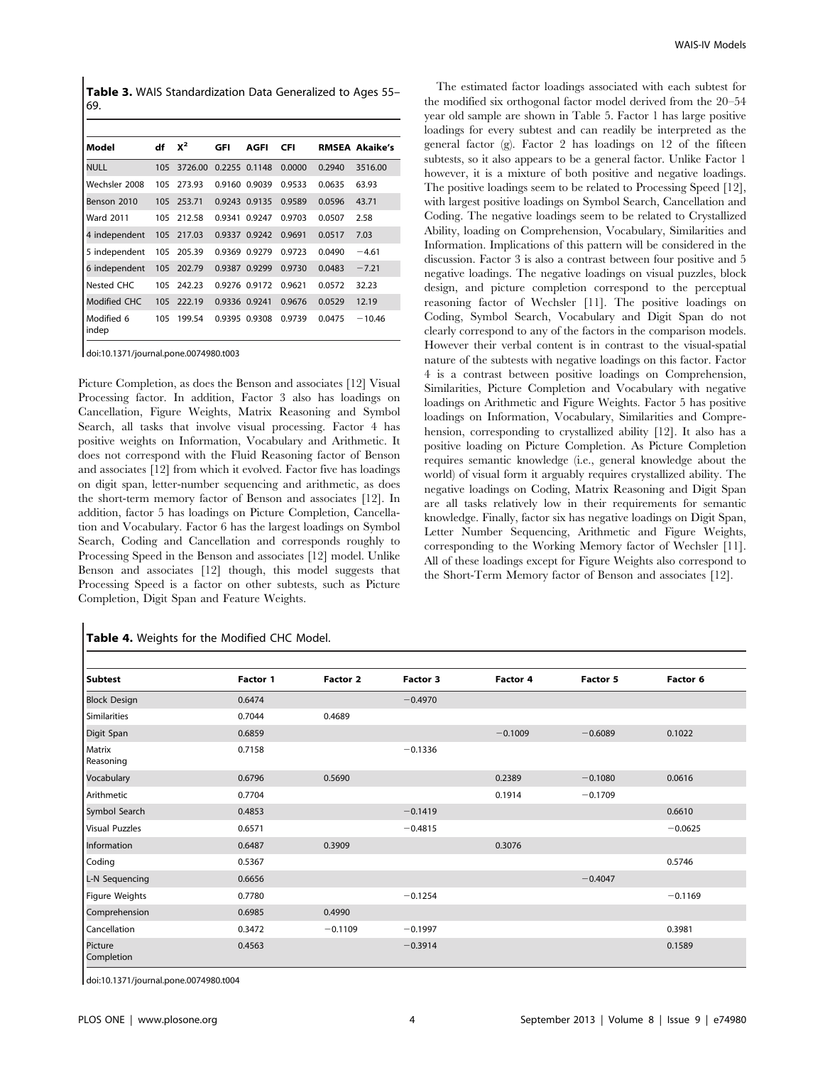**Table 3.** WAIS Standardization Data Generalized to Ages 55–69.

| Model | df | $X^2$ | GFI | AGFI | CFI | RMSEA | Akaike's |
|---|---|---|---|---|---|---|---|
| NULL | 105 | 3726.00 | 0.2255 | 0.1148 | 0.0000 | 0.2940 | 3516.00 |
| Wechsler 2008 | 105 | 273.93 | 0.9160 | 0.9039 | 0.9533 | 0.0635 | 63.93 |
| Benson 2010 | 105 | 253.71 | 0.9243 | 0.9135 | 0.9589 | 0.0596 | 43.71 |
| Ward 2011 | 105 | 212.58 | 0.9341 | 0.9247 | 0.9703 | 0.0507 | 2.58 |
| 4 independent | 105 | 217.03 | 0.9337 | 0.9242 | 0.9691 | 0.0517 | 7.03 |
| 5 independent | 105 | 205.39 | 0.9369 | 0.9279 | 0.9723 | 0.0490 | −4.61 |
| 6 independent | 105 | 202.79 | 0.9387 | 0.9299 | 0.9730 | 0.0483 | −7.21 |
| Nested CHC | 105 | 242.23 | 0.9276 | 0.9172 | 0.9621 | 0.0572 | 32.23 |
| Modified CHC | 105 | 222.19 | 0.9336 | 0.9241 | 0.9676 | 0.0529 | 12.19 |
| Modified 6 indep | 105 | 199.54 | 0.9395 | 0.9308 | 0.9739 | 0.0475 | −10.46 |

doi:10.1371/journal.pone.0074980.t003

Picture Completion, as does the Benson and associates [12] Visual Processing factor. In addition, Factor 3 also has loadings on Cancellation, Figure Weights, Matrix Reasoning and Symbol Search, all tasks that involve visual processing. Factor 4 has positive weights on Information, Vocabulary and Arithmetic. It does not correspond with the Fluid Reasoning factor of Benson and associates [12] from which it evolved. Factor five has loadings on digit span, letter-number sequencing and arithmetic, as does the short-term memory factor of Benson and associates [12]. In addition, factor 5 has loadings on Picture Completion, Cancellation and Vocabulary. Factor 6 has the largest loadings on Symbol Search, Coding and Cancellation and corresponds roughly to Processing Speed in the Benson and associates [12] model. Unlike Benson and associates [12] though, this model suggests that Processing Speed is a factor on other subtests, such as Picture Completion, Digit Span and Feature Weights.

The estimated factor loadings associated with each subtest for the modified six orthogonal factor model derived from the 20–54 year old sample are shown in Table 5. Factor 1 has large positive loadings for every subtest and can readily be interpreted as the general factor (g). Factor 2 has loadings on 12 of the fifteen subtests, so it also appears to be a general factor. Unlike Factor 1 however, it is a mixture of both positive and negative loadings. The positive loadings seem to be related to Processing Speed [12], with largest positive loadings on Symbol Search, Cancellation and Coding. The negative loadings seem to be related to Crystallized Ability, loading on Comprehension, Vocabulary, Similarities and Information. Implications of this pattern will be considered in the discussion. Factor 3 is also a contrast between four positive and 5 negative loadings. The negative loadings on visual puzzles, block design, and picture completion correspond to the perceptual reasoning factor of Wechsler [11]. The positive loadings on Coding, Symbol Search, Vocabulary and Digit Span do not clearly correspond to any of the factors in the comparison models. However their verbal content is in contrast to the visual-spatial nature of the subtests with negative loadings on this factor. Factor 4 is a contrast between positive loadings on Comprehension, Similarities, Picture Completion and Vocabulary with negative loadings on Arithmetic and Figure Weights. Factor 5 has positive loadings on Information, Vocabulary, Similarities and Comprehension, corresponding to crystallized ability [12]. It also has a positive loading on Picture Completion. As Picture Completion requires semantic knowledge (i.e., general knowledge about the world) of visual form it arguably requires crystallized ability. The negative loadings on Coding, Matrix Reasoning and Digit Span are all tasks relatively low in their requirements for semantic knowledge. Finally, factor six has negative loadings on Digit Span, Letter Number Sequencing, Arithmetic and Figure Weights, corresponding to the Working Memory factor of Wechsler [11]. All of these loadings except for Figure Weights also correspond to the Short-Term Memory factor of Benson and associates [12].

**Table 4.** Weights for the Modified CHC Model.

| Subtest | Factor 1 | Factor 2 | Factor 3 | Factor 4 | Factor 5 | Factor 6 |
|---|---|---|---|---|---|---|
| Block Design | 0.6474 | | −0.4970 | | | |
| Similarities | 0.7044 | 0.4689 | | | | |
| Digit Span | 0.6859 | | | −0.1009 | −0.6089 | 0.1022 |
| Matrix Reasoning | 0.7158 | | −0.1336 | | | |
| Vocabulary | 0.6796 | 0.5690 | | 0.2389 | −0.1080 | 0.0616 |
| Arithmetic | 0.7704 | | | 0.1914 | −0.1709 | |
| Symbol Search | 0.4853 | | −0.1419 | | | 0.6610 |
| Visual Puzzles | 0.6571 | | −0.4815 | | | −0.0625 |
| Information | 0.6487 | 0.3909 | | 0.3076 | | |
| Coding | 0.5367 | | | | | 0.5746 |
| L-N Sequencing | 0.6656 | | | | −0.4047 | |
| Figure Weights | 0.7780 | | −0.1254 | | | −0.1169 |
| Comprehension | 0.6985 | 0.4990 | | | | |
| Cancellation | 0.3472 | −0.1109 | −0.1997 | | | 0.3981 |
| Picture Completion | 0.4563 | | −0.3914 | | | 0.1589 |

doi:10.1371/journal.pone.0074980.t004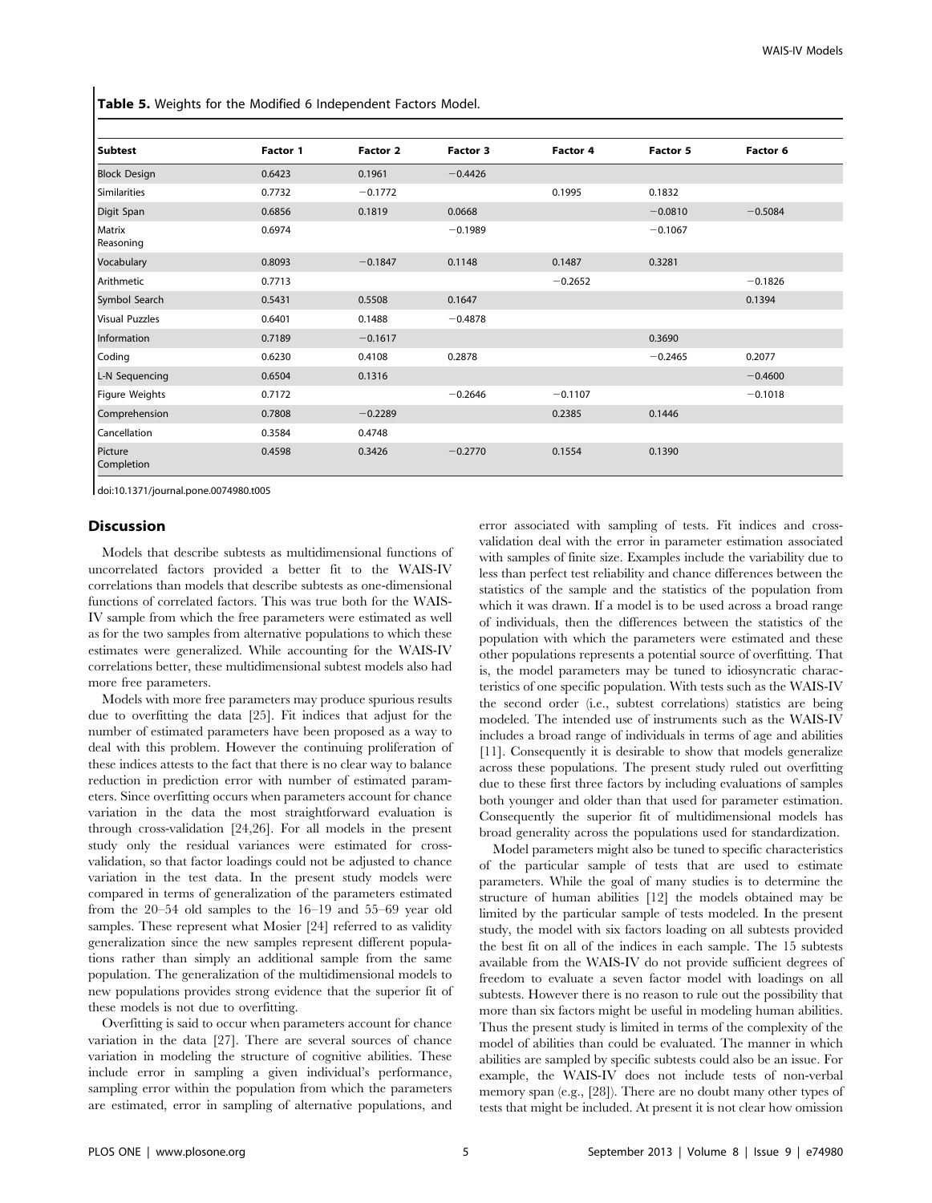**Table 5.** Weights for the Modified 6 Independent Factors Model.

| Subtest | Factor 1 | Factor 2 | Factor 3 | Factor 4 | Factor 5 | Factor 6 |
|---|---|---|---|---|---|---|
| Block Design | 0.6423 | 0.1961 | −0.4426 | | | |
| Similarities | 0.7732 | −0.1772 | | 0.1995 | 0.1832 | |
| Digit Span | 0.6856 | 0.1819 | 0.0668 | | −0.0810 | −0.5084 |
| Matrix Reasoning | 0.6974 | | −0.1989 | | −0.1067 | |
| Vocabulary | 0.8093 | −0.1847 | 0.1148 | 0.1487 | 0.3281 | |
| Arithmetic | 0.7713 | | | −0.2652 | | −0.1826 |
| Symbol Search | 0.5431 | 0.5508 | 0.1647 | | | 0.1394 |
| Visual Puzzles | 0.6401 | 0.1488 | −0.4878 | | | |
| Information | 0.7189 | −0.1617 | | | 0.3690 | |
| Coding | 0.6230 | 0.4108 | 0.2878 | | −0.2465 | 0.2077 |
| L-N Sequencing | 0.6504 | 0.1316 | | | | −0.4600 |
| Figure Weights | 0.7172 | | −0.2646 | −0.1107 | | −0.1018 |
| Comprehension | 0.7808 | −0.2289 | | 0.2385 | 0.1446 | |
| Cancellation | 0.3584 | 0.4748 | | | | |
| Picture Completion | 0.4598 | 0.3426 | −0.2770 | 0.1554 | 0.1390 | |

doi:10.1371/journal.pone.0074980.t005

## Discussion

Models that describe subtests as multidimensional functions of uncorrelated factors provided a better fit to the WAIS-IV correlations than models that describe subtests as one-dimensional functions of correlated factors. This was true both for the WAIS-IV sample from which the free parameters were estimated as well as for the two samples from alternative populations to which these estimates were generalized. While accounting for the WAIS-IV correlations better, these multidimensional subtest models also had more free parameters.

Models with more free parameters may produce spurious results due to overfitting the data [25]. Fit indices that adjust for the number of estimated parameters have been proposed as a way to deal with this problem. However the continuing proliferation of these indices attests to the fact that there is no clear way to balance reduction in prediction error with number of estimated parameters. Since overfitting occurs when parameters account for chance variation in the data the most straightforward evaluation is through cross-validation [24,26]. For all models in the present study only the residual variances were estimated for cross-validation, so that factor loadings could not be adjusted to chance variation in the test data. In the present study models were compared in terms of generalization of the parameters estimated from the 20–54 old samples to the 16–19 and 55–69 year old samples. These represent what Mosier [24] referred to as validity generalization since the new samples represent different populations rather than simply an additional sample from the same population. The generalization of the multidimensional models to new populations provides strong evidence that the superior fit of these models is not due to overfitting.

Overfitting is said to occur when parameters account for chance variation in the data [27]. There are several sources of chance variation in modeling the structure of cognitive abilities. These include error in sampling a given individual's performance, sampling error within the population from which the parameters are estimated, error in sampling of alternative populations, and error associated with sampling of tests. Fit indices and cross-validation deal with the error in parameter estimation associated with samples of finite size. Examples include the variability due to less than perfect test reliability and chance differences between the statistics of the sample and the statistics of the population from which it was drawn. If a model is to be used across a broad range of individuals, then the differences between the statistics of the population with which the parameters were estimated and these other populations represents a potential source of overfitting. That is, the model parameters may be tuned to idiosyncratic characteristics of one specific population. With tests such as the WAIS-IV the second order (i.e., subtest correlations) statistics are being modeled. The intended use of instruments such as the WAIS-IV includes a broad range of individuals in terms of age and abilities [11]. Consequently it is desirable to show that models generalize across these populations. The present study ruled out overfitting due to these first three factors by including evaluations of samples both younger and older than that used for parameter estimation. Consequently the superior fit of multidimensional models has broad generality across the populations used for standardization.

Model parameters might also be tuned to specific characteristics of the particular sample of tests that are used to estimate parameters. While the goal of many studies is to determine the structure of human abilities [12] the models obtained may be limited by the particular sample of tests modeled. In the present study, the model with six factors loading on all subtests provided the best fit on all of the indices in each sample. The 15 subtests available from the WAIS-IV do not provide sufficient degrees of freedom to evaluate a seven factor model with loadings on all subtests. However there is no reason to rule out the possibility that more than six factors might be useful in modeling human abilities. Thus the present study is limited in terms of the complexity of the model of abilities than could be evaluated. The manner in which abilities are sampled by specific subtests could also be an issue. For example, the WAIS-IV does not include tests of non-verbal memory span (e.g., [28]). There are no doubt many other types of tests that might be included. At present it is not clear how omission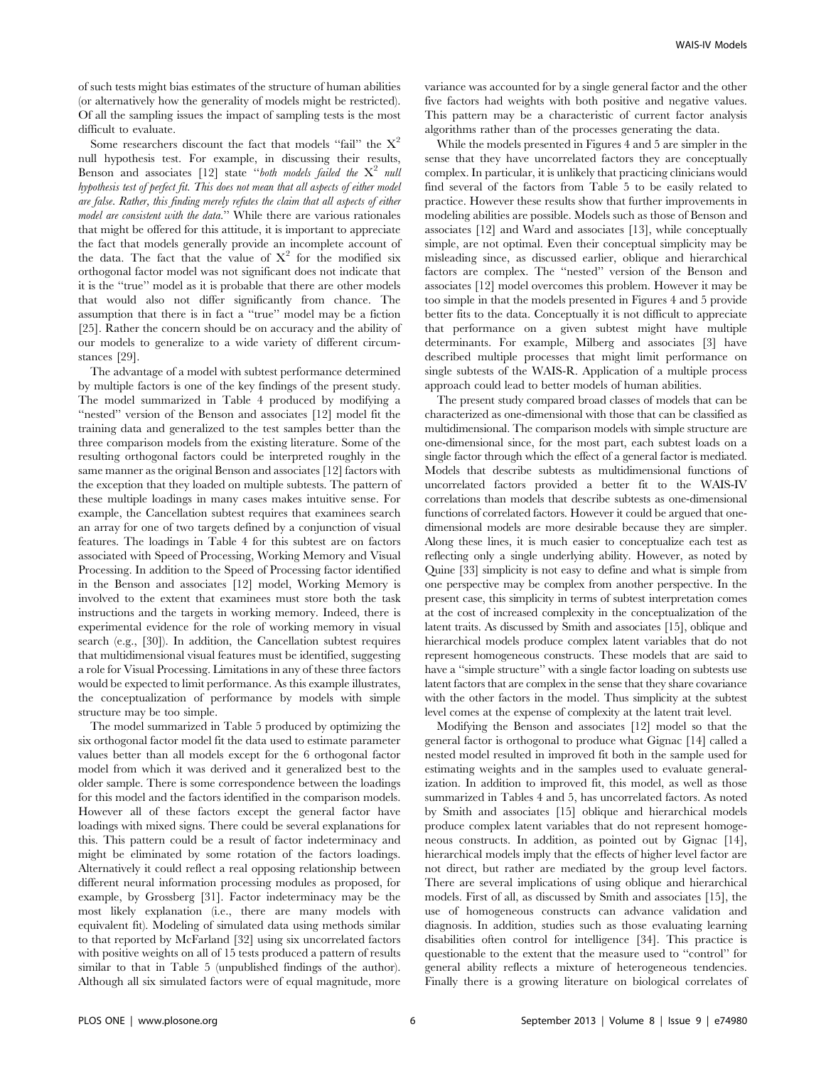of such tests might bias estimates of the structure of human abilities (or alternatively how the generality of models might be restricted). Of all the sampling issues the impact of sampling tests is the most difficult to evaluate.

Some researchers discount the fact that models "fail" the $X^2$ null hypothesis test. For example, in discussing their results, Benson and associates [12] state "*both models failed the $X^2$ null hypothesis test of perfect fit. This does not mean that all aspects of either model are false. Rather, this finding merely refutes the claim that all aspects of either model are consistent with the data.*" While there are various rationales that might be offered for this attitude, it is important to appreciate the fact that models generally provide an incomplete account of the data. The fact that the value of $X^2$ for the modified six orthogonal factor model was not significant does not indicate that it is the "true" model as it is probable that there are other models that would also not differ significantly from chance. The assumption that there is in fact a "true" model may be a fiction [25]. Rather the concern should be on accuracy and the ability of our models to generalize to a wide variety of different circumstances [29].

The advantage of a model with subtest performance determined by multiple factors is one of the key findings of the present study. The model summarized in Table 4 produced by modifying a "nested" version of the Benson and associates [12] model fit the training data and generalized to the test samples better than the three comparison models from the existing literature. Some of the resulting orthogonal factors could be interpreted roughly in the same manner as the original Benson and associates [12] factors with the exception that they loaded on multiple subtests. The pattern of these multiple loadings in many cases makes intuitive sense. For example, the Cancellation subtest requires that examinees search an array for one of two targets defined by a conjunction of visual features. The loadings in Table 4 for this subtest are on factors associated with Speed of Processing, Working Memory and Visual Processing. In addition to the Speed of Processing factor identified in the Benson and associates [12] model, Working Memory is involved to the extent that examinees must store both the task instructions and the targets in working memory. Indeed, there is experimental evidence for the role of working memory in visual search (e.g., [30]). In addition, the Cancellation subtest requires that multidimensional visual features must be identified, suggesting a role for Visual Processing. Limitations in any of these three factors would be expected to limit performance. As this example illustrates, the conceptualization of performance by models with simple structure may be too simple.

The model summarized in Table 5 produced by optimizing the six orthogonal factor model fit the data used to estimate parameter values better than all models except for the 6 orthogonal factor model from which it was derived and it generalized best to the older sample. There is some correspondence between the loadings for this model and the factors identified in the comparison models. However all of these factors except the general factor have loadings with mixed signs. There could be several explanations for this. This pattern could be a result of factor indeterminacy and might be eliminated by some rotation of the factors loadings. Alternatively it could reflect a real opposing relationship between different neural information processing modules as proposed, for example, by Grossberg [31]. Factor indeterminacy may be the most likely explanation (i.e., there are many models with equivalent fit). Modeling of simulated data using methods similar to that reported by McFarland [32] using six uncorrelated factors with positive weights on all of 15 tests produced a pattern of results similar to that in Table 5 (unpublished findings of the author). Although all six simulated factors were of equal magnitude, more variance was accounted for by a single general factor and the other five factors had weights with both positive and negative values. This pattern may be a characteristic of current factor analysis algorithms rather than of the processes generating the data.

While the models presented in Figures 4 and 5 are simpler in the sense that they have uncorrelated factors they are conceptually complex. In particular, it is unlikely that practicing clinicians would find several of the factors from Table 5 to be easily related to practice. However these results show that further improvements in modeling abilities are possible. Models such as those of Benson and associates [12] and Ward and associates [13], while conceptually simple, are not optimal. Even their conceptual simplicity may be misleading since, as discussed earlier, oblique and hierarchical factors are complex. The "nested" version of the Benson and associates [12] model overcomes this problem. However it may be too simple in that the models presented in Figures 4 and 5 provide better fits to the data. Conceptually it is not difficult to appreciate that performance on a given subtest might have multiple determinants. For example, Milberg and associates [3] have described multiple processes that might limit performance on single subtests of the WAIS-R. Application of a multiple process approach could lead to better models of human abilities.

The present study compared broad classes of models that can be characterized as one-dimensional with those that can be classified as multidimensional. The comparison models with simple structure are one-dimensional since, for the most part, each subtest loads on a single factor through which the effect of a general factor is mediated. Models that describe subtests as multidimensional functions of uncorrelated factors provided a better fit to the WAIS-IV correlations than models that describe subtests as one-dimensional functions of correlated factors. However it could be argued that one-dimensional models are more desirable because they are simpler. Along these lines, it is much easier to conceptualize each test as reflecting only a single underlying ability. However, as noted by Quine [33] simplicity is not easy to define and what is simple from one perspective may be complex from another perspective. In the present case, this simplicity in terms of subtest interpretation comes at the cost of increased complexity in the conceptualization of the latent traits. As discussed by Smith and associates [15], oblique and hierarchical models produce complex latent variables that do not represent homogeneous constructs. These models that are said to have a "simple structure" with a single factor loading on subtests use latent factors that are complex in the sense that they share covariance with the other factors in the model. Thus simplicity at the subtest level comes at the expense of complexity at the latent trait level.

Modifying the Benson and associates [12] model so that the general factor is orthogonal to produce what Gignac [14] called a nested model resulted in improved fit both in the sample used for estimating weights and in the samples used to evaluate generalization. In addition to improved fit, this model, as well as those summarized in Tables 4 and 5, has uncorrelated factors. As noted by Smith and associates [15] oblique and hierarchical models produce complex latent variables that do not represent homogeneous constructs. In addition, as pointed out by Gignac [14], hierarchical models imply that the effects of higher level factor are not direct, but rather are mediated by the group level factors. There are several implications of using oblique and hierarchical models. First of all, as discussed by Smith and associates [15], the use of homogeneous constructs can advance validation and diagnosis. In addition, studies such as those evaluating learning disabilities often control for intelligence [34]. This practice is questionable to the extent that the measure used to "control" for general ability reflects a mixture of heterogeneous tendencies. Finally there is a growing literature on biological correlates of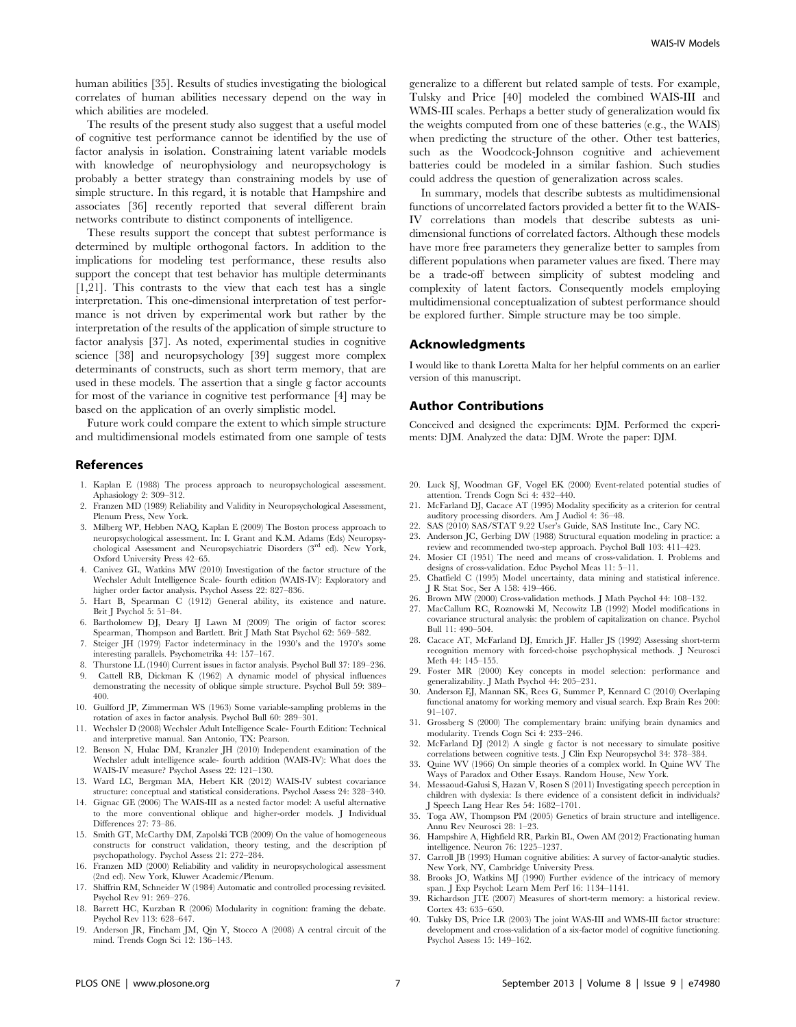human abilities [35]. Results of studies investigating the biological correlates of human abilities necessary depend on the way in which abilities are modeled.

The results of the present study also suggest that a useful model of cognitive test performance cannot be identified by the use of factor analysis in isolation. Constraining latent variable models with knowledge of neurophysiology and neuropsychology is probably a better strategy than constraining models by use of simple structure. In this regard, it is notable that Hampshire and associates [36] recently reported that several different brain networks contribute to distinct components of intelligence.

These results support the concept that subtest performance is determined by multiple orthogonal factors. In addition to the implications for modeling test performance, these results also support the concept that test behavior has multiple determinants [1,21]. This contrasts to the view that each test has a single interpretation. This one-dimensional interpretation of test performance is not driven by experimental work but rather by the interpretation of the results of the application of simple structure to factor analysis [37]. As noted, experimental studies in cognitive science [38] and neuropsychology [39] suggest more complex determinants of constructs, such as short term memory, that are used in these models. The assertion that a single g factor accounts for most of the variance in cognitive test performance [4] may be based on the application of an overly simplistic model.

Future work could compare the extent to which simple structure and multidimensional models estimated from one sample of tests generalize to a different but related sample of tests. For example, Tulsky and Price [40] modeled the combined WAIS-III and WMS-III scales. Perhaps a better study of generalization would fix the weights computed from one of these batteries (e.g., the WAIS) when predicting the structure of the other. Other test batteries, such as the Woodcock-Johnson cognitive and achievement batteries could be modeled in a similar fashion. Such studies could address the question of generalization across scales.

In summary, models that describe subtests as multidimensional functions of uncorrelated factors provided a better fit to the WAIS-IV correlations than models that describe subtests as unidimensional functions of correlated factors. Although these models have more free parameters they generalize better to samples from different populations when parameter values are fixed. There may be a trade-off between simplicity of subtest modeling and complexity of latent factors. Consequently models employing multidimensional conceptualization of subtest performance should be explored further. Simple structure may be too simple.

## Acknowledgments

I would like to thank Loretta Malta for her helpful comments on an earlier version of this manuscript.

## Author Contributions

Conceived and designed the experiments: DJM. Performed the experiments: DJM. Analyzed the data: DJM. Wrote the paper: DJM.

## References

1. Kaplan E (1988) The process approach to neuropsychological assessment. Aphasiology 2: 309–312.
2. Franzen MD (1989) Reliability and Validity in Neuropsychological Assessment, Plenum Press, New York.
3. Milberg WP, Hebben NAQ, Kaplan E (2009) The Boston process approach to neuropsychological assessment. In: I. Grant and K.M. Adams (Eds) Neuropsychological Assessment and Neuropsychiatric Disorders (3rd ed). New York, Oxford University Press 42–65.
4. Canivez GL, Watkins MW (2010) Investigation of the factor structure of the Wechsler Adult Intelligence Scale- fourth edition (WAIS-IV): Exploratory and higher order factor analysis. Psychol Assess 22: 827–836.
5. Hart B, Spearman C (1912) General ability, its existence and nature. Brit J Psychol 5: 51–84.
6. Bartholomew DJ, Deary IJ Lawn M (2009) The origin of factor scores: Spearman, Thompson and Bartlett. Brit J Math Stat Psychol 62: 569–582.
7. Steiger JH (1979) Factor indeterminacy in the 1930's and the 1970's some interesting parallels. Psychometrika 44: 157–167.
8. Thurstone LL (1940) Current issues in factor analysis. Psychol Bull 37: 189–236.
9. Cattell RB, Dickman K (1962) A dynamic model of physical influences demonstrating the necessity of oblique simple structure. Psychol Bull 59: 389–400.
10. Guilford JP, Zimmerman WS (1963) Some variable-sampling problems in the rotation of axes in factor analysis. Psychol Bull 60: 289–301.
11. Wechsler D (2008) Wechsler Adult Intelligence Scale- Fourth Edition: Technical and interpretive manual. San Antonio, TX: Pearson.
12. Benson N, Hulac DM, Kranzler JH (2010) Independent examination of the Wechsler adult intelligence scale- fourth addition (WAIS-IV): What does the WAIS-IV measure? Psychol Assess 22: 121–130.
13. Ward LC, Bergman MA, Hebert KR (2012) WAIS-IV subtest covariance structure: conceptual and statistical considerations. Psychol Assess 24: 328–340.
14. Gignac GE (2006) The WAIS-III as a nested factor model: A useful alternative to the more conventional oblique and higher-order models. J Individual Differences 27: 73–86.
15. Smith GT, McCarthy DM, Zapolski TCB (2009) On the value of homogeneous constructs for construct validation, theory testing, and the description pf psychopathology. Psychol Assess 21: 272–284.
16. Franzen MD (2000) Reliability and validity in neuropsychological assessment (2nd ed). New York, Kluwer Academic/Plenum.
17. Shiffrin RM, Schneider W (1984) Automatic and controlled processing revisited. Psychol Rev 91: 269–276.
18. Barrett HC, Kurzban R (2006) Modularity in cognition: framing the debate. Psychol Rev 113: 628–647.
19. Anderson JR, Fincham JM, Qin Y, Stocco A (2008) A central circuit of the mind. Trends Cogn Sci 12: 136–143.
20. Luck SJ, Woodman GF, Vogel EK (2000) Event-related potential studies of attention. Trends Cogn Sci 4: 432–440.
21. McFarland DJ, Cacace AT (1995) Modality specificity as a criterion for central auditory processing disorders. Am J Audiol 4: 36–48.
22. SAS (2010) SAS/STAT 9.22 User's Guide, SAS Institute Inc., Cary NC.
23. Anderson JC, Gerbing DW (1988) Structural equation modeling in practice: a review and recommended two-step approach. Psychol Bull 103: 411–423.
24. Mosier CI (1951) The need and means of cross-validation. I. Problems and designs of cross-validation. Educ Psychol Meas 11: 5–11.
25. Chatfield C (1995) Model uncertainty, data mining and statistical inference. J R Stat Soc, Ser A 158: 419–466.
26. Brown MW (2000) Cross-validation methods. J Math Psychol 44: 108–132.
27. MacCallum RC, Roznowski M, Necowitz LB (1992) Model modifications in covariance structural analysis: the problem of capitalization on chance. Psychol Bull 11: 490–504.
28. Cacace AT, McFarland DJ, Emrich JF. Haller JS (1992) Assessing short-term recognition memory with forced-choise psychophysical methods. J Neurosci Meth 44: 145–155.
29. Foster MR (2000) Key concepts in model selection: performance and generalizability. J Math Psychol 44: 205–231.
30. Anderson EJ, Mannan SK, Rees G, Summer P, Kennard C (2010) Overlaping functional anatomy for working memory and visual search. Exp Brain Res 200: 91–107.
31. Grossberg S (2000) The complementary brain: unifying brain dynamics and modularity. Trends Cogn Sci 4: 233–246.
32. McFarland DJ (2012) A single g factor is not necessary to simulate positive correlations between cognitive tests. J Clin Exp Neuropsychol 34: 378–384.
33. Quine WV (1966) On simple theories of a complex world. In Quine WV The Ways of Paradox and Other Essays. Random House, New York.
34. Messaoud-Galusi S, Hazan V, Rosen S (2011) Investigating speech perception in children with dyslexia: Is there evidence of a consistent deficit in individuals? J Speech Lang Hear Res 54: 1682–1701.
35. Toga AW, Thompson PM (2005) Genetics of brain structure and intelligence. Annu Rev Neurosci 28: 1–23.
36. Hampshire A, Highfield RR, Parkin BL, Owen AM (2012) Fractionating human intelligence. Neuron 76: 1225–1237.
37. Carroll JB (1993) Human cognitive abilities: A survey of factor-analytic studies. New York, NY, Cambridge University Press.
38. Brooks JO, Watkins MJ (1990) Further evidence of the intricacy of memory span. J Exp Psychol: Learn Mem Perf 16: 1134–1141.
39. Richardson JTE (2007) Measures of short-term memory: a historical review. Cortex 43: 635–650.
40. Tulsky DS, Price LR (2003) The joint WAS-III and WMS-III factor structure: development and cross-validation of a six-factor model of cognitive functioning. Psychol Assess 15: 149–162.